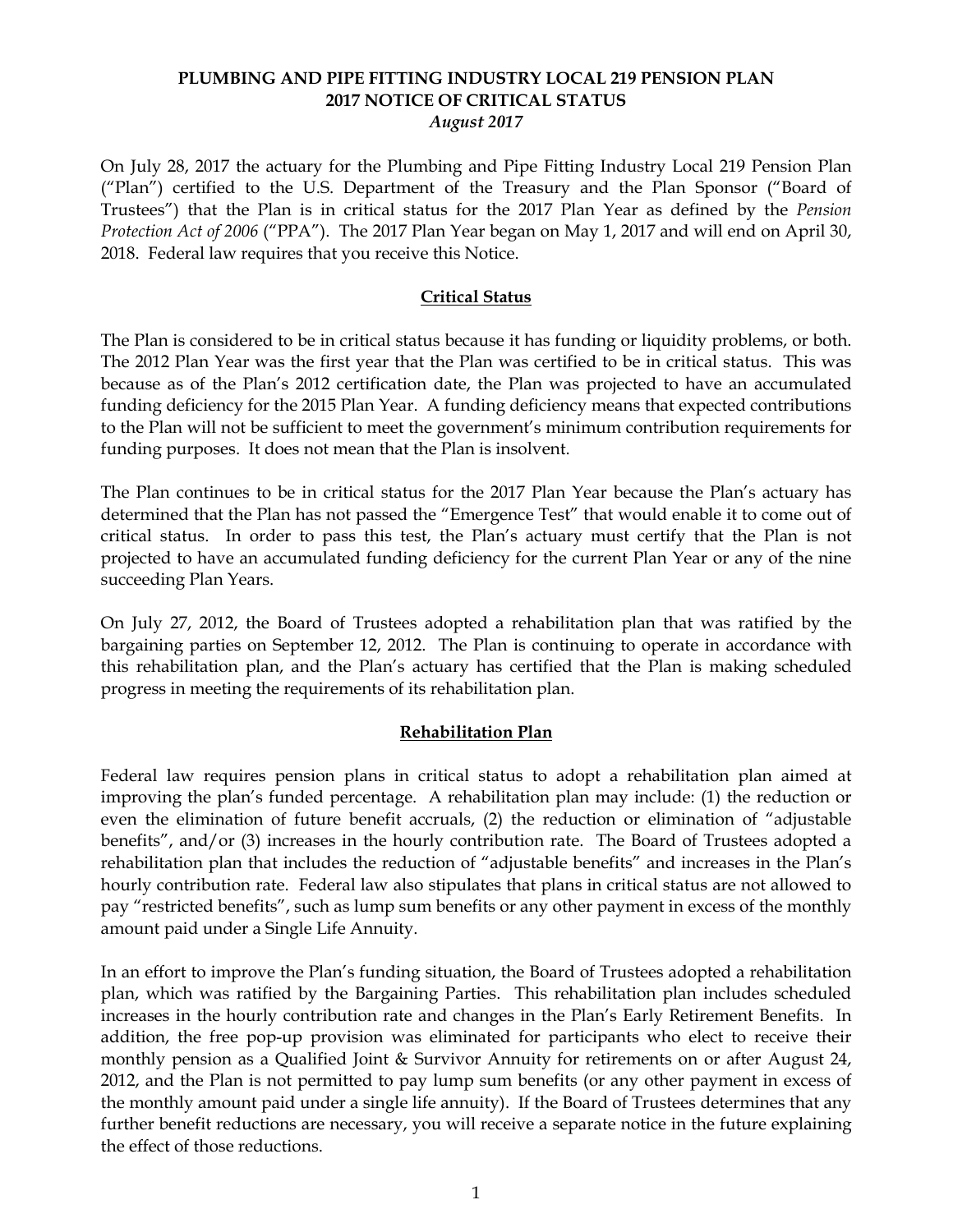**PLUMBING AND PIPE FITTING INDUSTRY LOCAL 219 PENSION PLAN**
**2017 NOTICE OF CRITICAL STATUS**
*August 2017*

On July 28, 2017 the actuary for the Plumbing and Pipe Fitting Industry Local 219 Pension Plan ("Plan") certified to the U.S. Department of the Treasury and the Plan Sponsor ("Board of Trustees") that the Plan is in critical status for the 2017 Plan Year as defined by the *Pension Protection Act of 2006* ("PPA"). The 2017 Plan Year began on May 1, 2017 and will end on April 30, 2018. Federal law requires that you receive this Notice.

## Critical Status

The Plan is considered to be in critical status because it has funding or liquidity problems, or both. The 2012 Plan Year was the first year that the Plan was certified to be in critical status. This was because as of the Plan's 2012 certification date, the Plan was projected to have an accumulated funding deficiency for the 2015 Plan Year. A funding deficiency means that expected contributions to the Plan will not be sufficient to meet the government's minimum contribution requirements for funding purposes. It does not mean that the Plan is insolvent.

The Plan continues to be in critical status for the 2017 Plan Year because the Plan's actuary has determined that the Plan has not passed the "Emergence Test" that would enable it to come out of critical status. In order to pass this test, the Plan's actuary must certify that the Plan is not projected to have an accumulated funding deficiency for the current Plan Year or any of the nine succeeding Plan Years.

On July 27, 2012, the Board of Trustees adopted a rehabilitation plan that was ratified by the bargaining parties on September 12, 2012. The Plan is continuing to operate in accordance with this rehabilitation plan, and the Plan's actuary has certified that the Plan is making scheduled progress in meeting the requirements of its rehabilitation plan.

## Rehabilitation Plan

Federal law requires pension plans in critical status to adopt a rehabilitation plan aimed at improving the plan's funded percentage. A rehabilitation plan may include: (1) the reduction or even the elimination of future benefit accruals, (2) the reduction or elimination of "adjustable benefits", and/or (3) increases in the hourly contribution rate. The Board of Trustees adopted a rehabilitation plan that includes the reduction of "adjustable benefits" and increases in the Plan's hourly contribution rate. Federal law also stipulates that plans in critical status are not allowed to pay "restricted benefits", such as lump sum benefits or any other payment in excess of the monthly amount paid under a Single Life Annuity.

In an effort to improve the Plan's funding situation, the Board of Trustees adopted a rehabilitation plan, which was ratified by the Bargaining Parties. This rehabilitation plan includes scheduled increases in the hourly contribution rate and changes in the Plan's Early Retirement Benefits. In addition, the free pop-up provision was eliminated for participants who elect to receive their monthly pension as a Qualified Joint & Survivor Annuity for retirements on or after August 24, 2012, and the Plan is not permitted to pay lump sum benefits (or any other payment in excess of the monthly amount paid under a single life annuity). If the Board of Trustees determines that any further benefit reductions are necessary, you will receive a separate notice in the future explaining the effect of those reductions.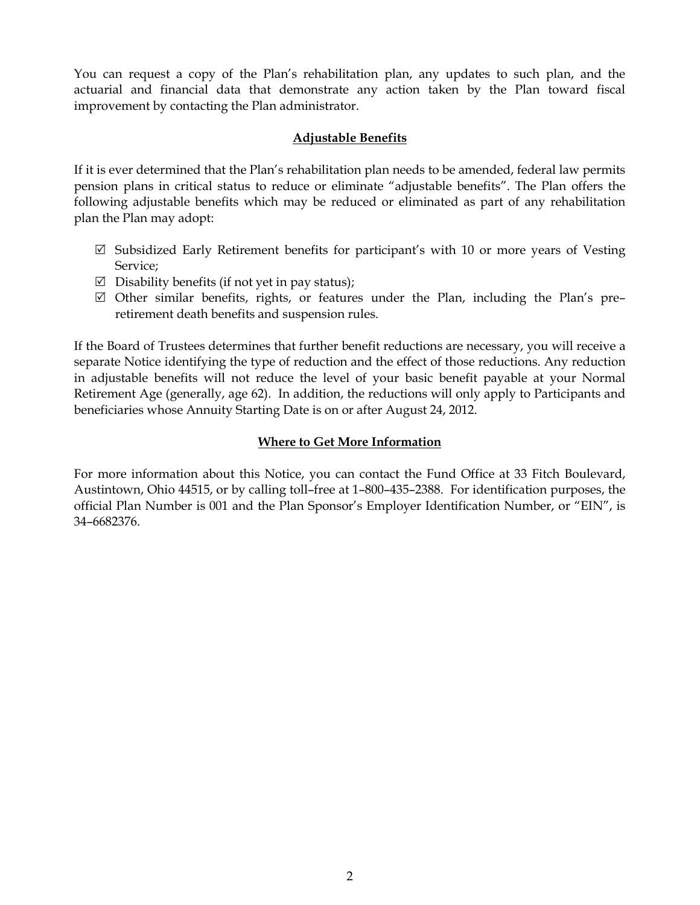You can request a copy of the Plan's rehabilitation plan, any updates to such plan, and the actuarial and financial data that demonstrate any action taken by the Plan toward fiscal improvement by contacting the Plan administrator.

## Adjustable Benefits

If it is ever determined that the Plan's rehabilitation plan needs to be amended, federal law permits pension plans in critical status to reduce or eliminate "adjustable benefits". The Plan offers the following adjustable benefits which may be reduced or eliminated as part of any rehabilitation plan the Plan may adopt:

- ☑ Subsidized Early Retirement benefits for participant's with 10 or more years of Vesting Service;
- ☑ Disability benefits (if not yet in pay status);
- ☑ Other similar benefits, rights, or features under the Plan, including the Plan's pre–retirement death benefits and suspension rules.

If the Board of Trustees determines that further benefit reductions are necessary, you will receive a separate Notice identifying the type of reduction and the effect of those reductions. Any reduction in adjustable benefits will not reduce the level of your basic benefit payable at your Normal Retirement Age (generally, age 62). In addition, the reductions will only apply to Participants and beneficiaries whose Annuity Starting Date is on or after August 24, 2012.

## Where to Get More Information

For more information about this Notice, you can contact the Fund Office at 33 Fitch Boulevard, Austintown, Ohio 44515, or by calling toll–free at 1–800–435–2388. For identification purposes, the official Plan Number is 001 and the Plan Sponsor's Employer Identification Number, or "EIN", is 34–6682376.